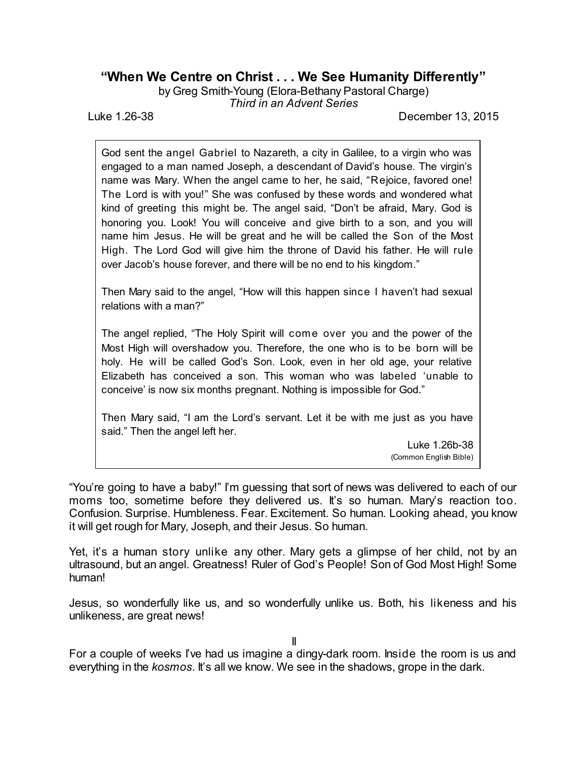# "When We Centre on Christ . . . We See Humanity Differently"

by Greg Smith-Young (Elora-Bethany Pastoral Charge)
*Third in an Advent Series*

Luke 1.26-38 — December 13, 2015

> God sent the angel Gabriel to Nazareth, a city in Galilee, to a virgin who was engaged to a man named Joseph, a descendant of David's house. The virgin's name was Mary. When the angel came to her, he said, "Rejoice, favored one! The Lord is with you!" She was confused by these words and wondered what kind of greeting this might be. The angel said, "Don't be afraid, Mary. God is honoring you. Look! You will conceive and give birth to a son, and you will name him Jesus. He will be great and he will be called the Son of the Most High. The Lord God will give him the throne of David his father. He will rule over Jacob's house forever, and there will be no end to his kingdom."
>
> Then Mary said to the angel, "How will this happen since I haven't had sexual relations with a man?"
>
> The angel replied, "The Holy Spirit will come over you and the power of the Most High will overshadow you. Therefore, the one who is to be born will be holy. He will be called God's Son. Look, even in her old age, your relative Elizabeth has conceived a son. This woman who was labeled 'unable to conceive' is now six months pregnant. Nothing is impossible for God."
>
> Then Mary said, "I am the Lord's servant. Let it be with me just as you have said." Then the angel left her.
>
> Luke 1.26b-38
> (Common English Bible)

"You're going to have a baby!" I'm guessing that sort of news was delivered to each of our moms too, sometime before they delivered us. It's so human. Mary's reaction too. Confusion. Surprise. Humbleness. Fear. Excitement. So human. Looking ahead, you know it will get rough for Mary, Joseph, and their Jesus. So human.

Yet, it's a human story unlike any other. Mary gets a glimpse of her child, not by an ultrasound, but an angel. Greatness! Ruler of God's People! Son of God Most High! Some human!

Jesus, so wonderfully like us, and so wonderfully unlike us. Both, his likeness and his unlikeness, are great news!

II

For a couple of weeks I've had us imagine a dingy-dark room. Inside the room is us and everything in the *kosmos*. It's all we know. We see in the shadows, grope in the dark.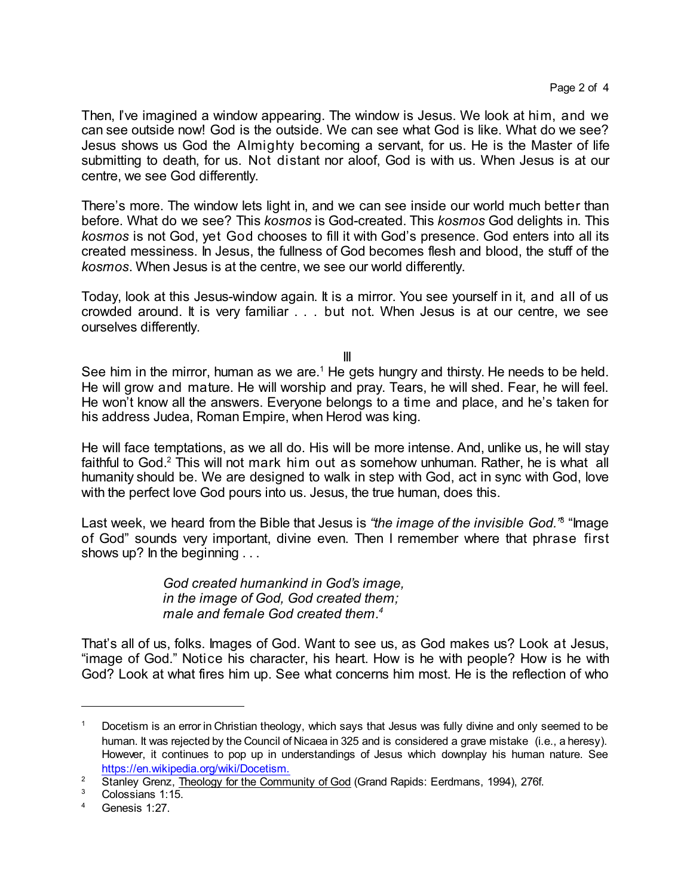Then, I've imagined a window appearing. The window is Jesus. We look at him, and we can see outside now! God is the outside. We can see what God is like. What do we see? Jesus shows us God the Almighty becoming a servant, for us. He is the Master of life submitting to death, for us. Not distant nor aloof, God is with us. When Jesus is at our centre, we see God differently.

There's more. The window lets light in, and we can see inside our world much better than before. What do we see? This *kosmos* is God-created. This *kosmos* God delights in. This *kosmos* is not God, yet God chooses to fill it with God's presence. God enters into all its created messiness. In Jesus, the fullness of God becomes flesh and blood, the stuff of the *kosmos*. When Jesus is at the centre, we see our world differently.

Today, look at this Jesus-window again. It is a mirror. You see yourself in it, and all of us crowded around. It is very familiar . . . but not. When Jesus is at our centre, we see ourselves differently.

III

See him in the mirror, human as we are.[1] He gets hungry and thirsty. He needs to be held. He will grow and mature. He will worship and pray. Tears, he will shed. Fear, he will feel. He won't know all the answers. Everyone belongs to a time and place, and he's taken for his address Judea, Roman Empire, when Herod was king.

He will face temptations, as we all do. His will be more intense. And, unlike us, he will stay faithful to God.[2] This will not mark him out as somehow unhuman. Rather, he is what all humanity should be. We are designed to walk in step with God, act in sync with God, love with the perfect love God pours into us. Jesus, the true human, does this.

Last week, we heard from the Bible that Jesus is *"the image of the invisible God."*[3] "Image of God" sounds very important, divine even. Then I remember where that phrase first shows up? In the beginning . . .

> *God created humankind in God's image,*
> *in the image of God, God created them;*
> *male and female God created them.*[4]

That's all of us, folks. Images of God. Want to see us, as God makes us? Look at Jesus, "image of God." Notice his character, his heart. How is he with people? How is he with God? Look at what fires him up. See what concerns him most. He is the reflection of who

---

[1] Docetism is an error in Christian theology, which says that Jesus was fully divine and only seemed to be human. It was rejected by the Council of Nicaea in 325 and is considered a grave mistake (i.e., a heresy). However, it continues to pop up in understandings of Jesus which downplay his human nature. See https://en.wikipedia.org/wiki/Docetism.

[2] Stanley Grenz, Theology for the Community of God (Grand Rapids: Eerdmans, 1994), 276f.

[3] Colossians 1:15.

[4] Genesis 1:27.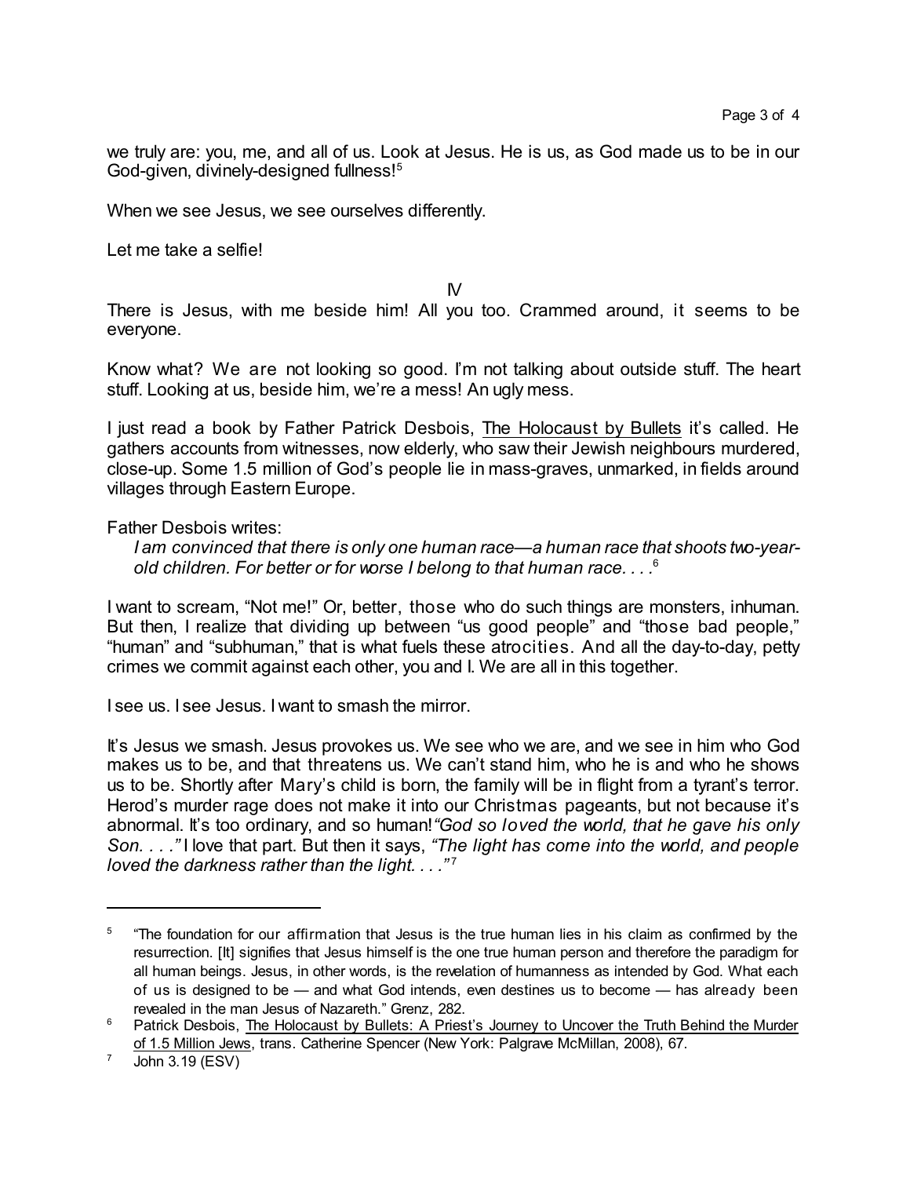we truly are: you, me, and all of us. Look at Jesus. He is us, as God made us to be in our God-given, divinely-designed fullness![5]

When we see Jesus, we see ourselves differently.

Let me take a selfie!

IV

There is Jesus, with me beside him! All you too. Crammed around, it seems to be everyone.

Know what? We are not looking so good. I'm not talking about outside stuff. The heart stuff. Looking at us, beside him, we're a mess! An ugly mess.

I just read a book by Father Patrick Desbois, The Holocaust by Bullets it's called. He gathers accounts from witnesses, now elderly, who saw their Jewish neighbours murdered, close-up. Some 1.5 million of God's people lie in mass-graves, unmarked, in fields around villages through Eastern Europe.

Father Desbois writes:

> *I am convinced that there is only one human race—a human race that shoots two-year-old children. For better or for worse I belong to that human race. . . .*[6]

I want to scream, "Not me!" Or, better, those who do such things are monsters, inhuman. But then, I realize that dividing up between "us good people" and "those bad people," "human" and "subhuman," that is what fuels these atrocities. And all the day-to-day, petty crimes we commit against each other, you and I. We are all in this together.

I see us. I see Jesus. I want to smash the mirror.

It's Jesus we smash. Jesus provokes us. We see who we are, and we see in him who God makes us to be, and that threatens us. We can't stand him, who he is and who he shows us to be. Shortly after Mary's child is born, the family will be in flight from a tyrant's terror. Herod's murder rage does not make it into our Christmas pageants, but not because it's abnormal. It's too ordinary, and so human! *"God so loved the world, that he gave his only Son. . . ."* I love that part. But then it says, *"The light has come into the world, and people loved the darkness rather than the light. . . ."*[7]

---

[5] "The foundation for our affirmation that Jesus is the true human lies in his claim as confirmed by the resurrection. [It] signifies that Jesus himself is the one true human person and therefore the paradigm for all human beings. Jesus, in other words, is the revelation of humanness as intended by God. What each of us is designed to be — and what God intends, even destines us to become — has already been revealed in the man Jesus of Nazareth." Grenz, 282.

[6] Patrick Desbois, The Holocaust by Bullets: A Priest's Journey to Uncover the Truth Behind the Murder of 1.5 Million Jews, trans. Catherine Spencer (New York: Palgrave McMillan, 2008), 67.

[7] John 3.19 (ESV)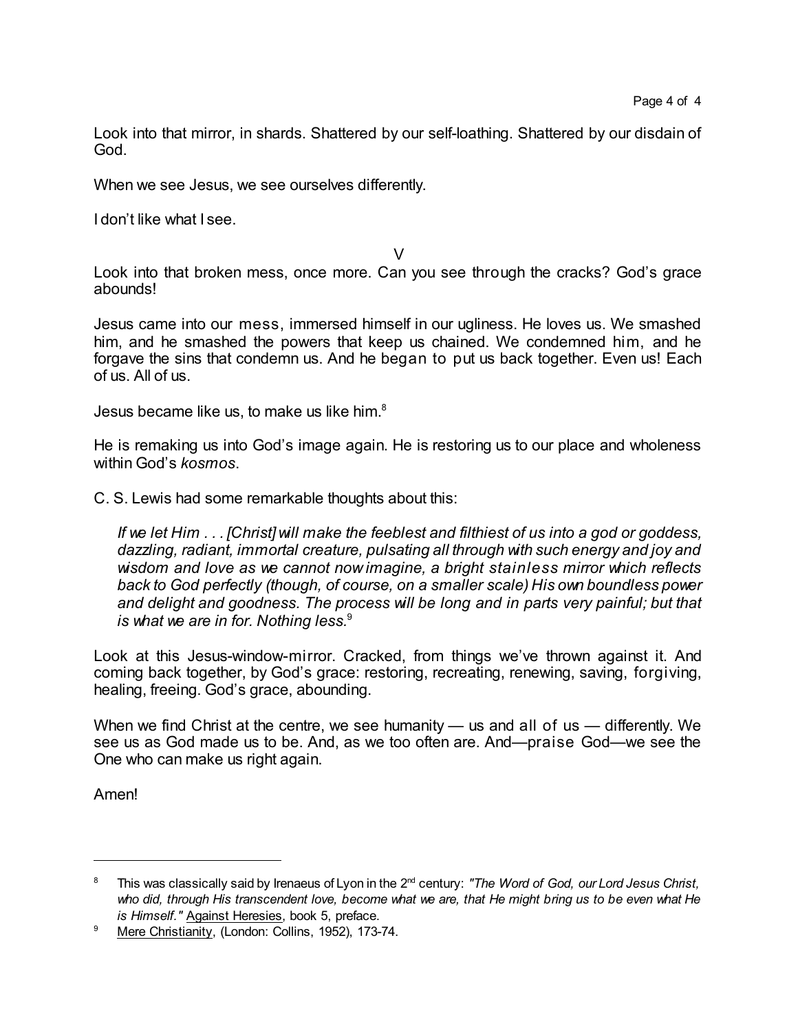Look into that mirror, in shards. Shattered by our self-loathing. Shattered by our disdain of God.

When we see Jesus, we see ourselves differently.

I don't like what I see.

V

Look into that broken mess, once more. Can you see through the cracks? God's grace abounds!

Jesus came into our mess, immersed himself in our ugliness. He loves us. We smashed him, and he smashed the powers that keep us chained. We condemned him, and he forgave the sins that condemn us. And he began to put us back together. Even us! Each of us. All of us.

Jesus became like us, to make us like him.[8]

He is remaking us into God's image again. He is restoring us to our place and wholeness within God's *kosmos*.

C. S. Lewis had some remarkable thoughts about this:

> *If we let Him . . . [Christ] will make the feeblest and filthiest of us into a god or goddess, dazzling, radiant, immortal creature, pulsating all through with such energy and joy and wisdom and love as we cannot now imagine, a bright stainless mirror which reflects back to God perfectly (though, of course, on a smaller scale) His own boundless power and delight and goodness. The process will be long and in parts very painful; but that is what we are in for. Nothing less.*[9]

Look at this Jesus-window-mirror. Cracked, from things we've thrown against it. And coming back together, by God's grace: restoring, recreating, renewing, saving, forgiving, healing, freeing. God's grace, abounding.

When we find Christ at the centre, we see humanity — us and all of us — differently. We see us as God made us to be. And, as we too often are. And—praise God—we see the One who can make us right again.

Amen!

---

[8] This was classically said by Irenaeus of Lyon in the 2nd century: *"The Word of God, our Lord Jesus Christ, who did, through His transcendent love, become what we are, that He might bring us to be even what He is Himself."* Against Heresies, book 5, preface.

[9] Mere Christianity, (London: Collins, 1952), 173-74.